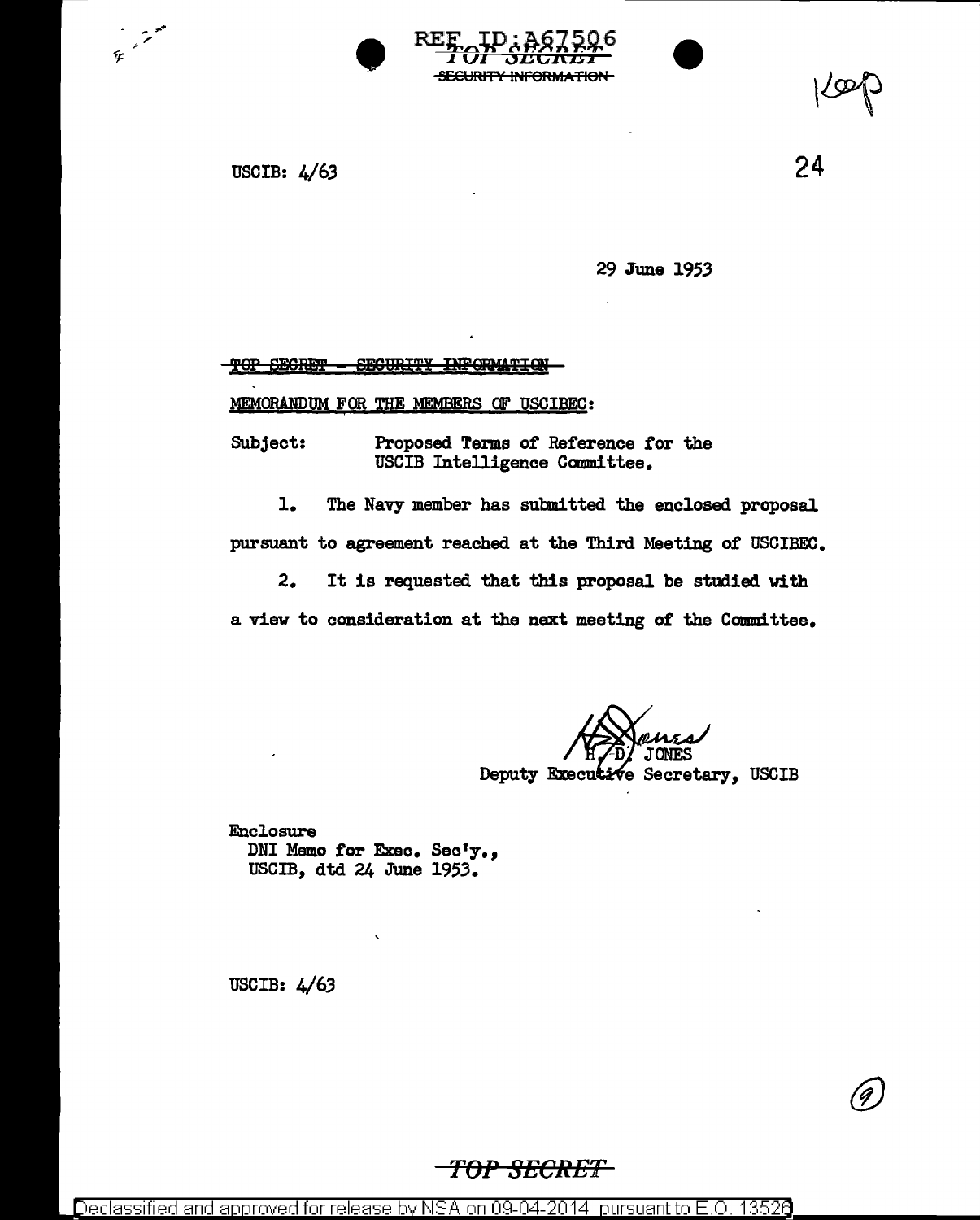REF ID:A67506

TOP SECRET
~~SECURITY INFORMATION~~

USCIB: 4/63

24

29 June 1953

~~TOP SECRET - SECURITY INFORMATION~~

MEMORANDUM FOR THE MEMBERS OF USCIBEC:

Subject: Proposed Terms of Reference for the USCIB Intelligence Committee.

1. The Navy member has submitted the enclosed proposal pursuant to agreement reached at the Third Meeting of USCIBEC.

2. It is requested that this proposal be studied with a view to consideration at the next meeting of the Committee.

H. D. JONES
Deputy Executive Secretary, USCIB

Enclosure
DNI Memo for Exec. Sec'y., USCIB, dtd 24 June 1953.

USCIB: 4/63

**TOP SECRET**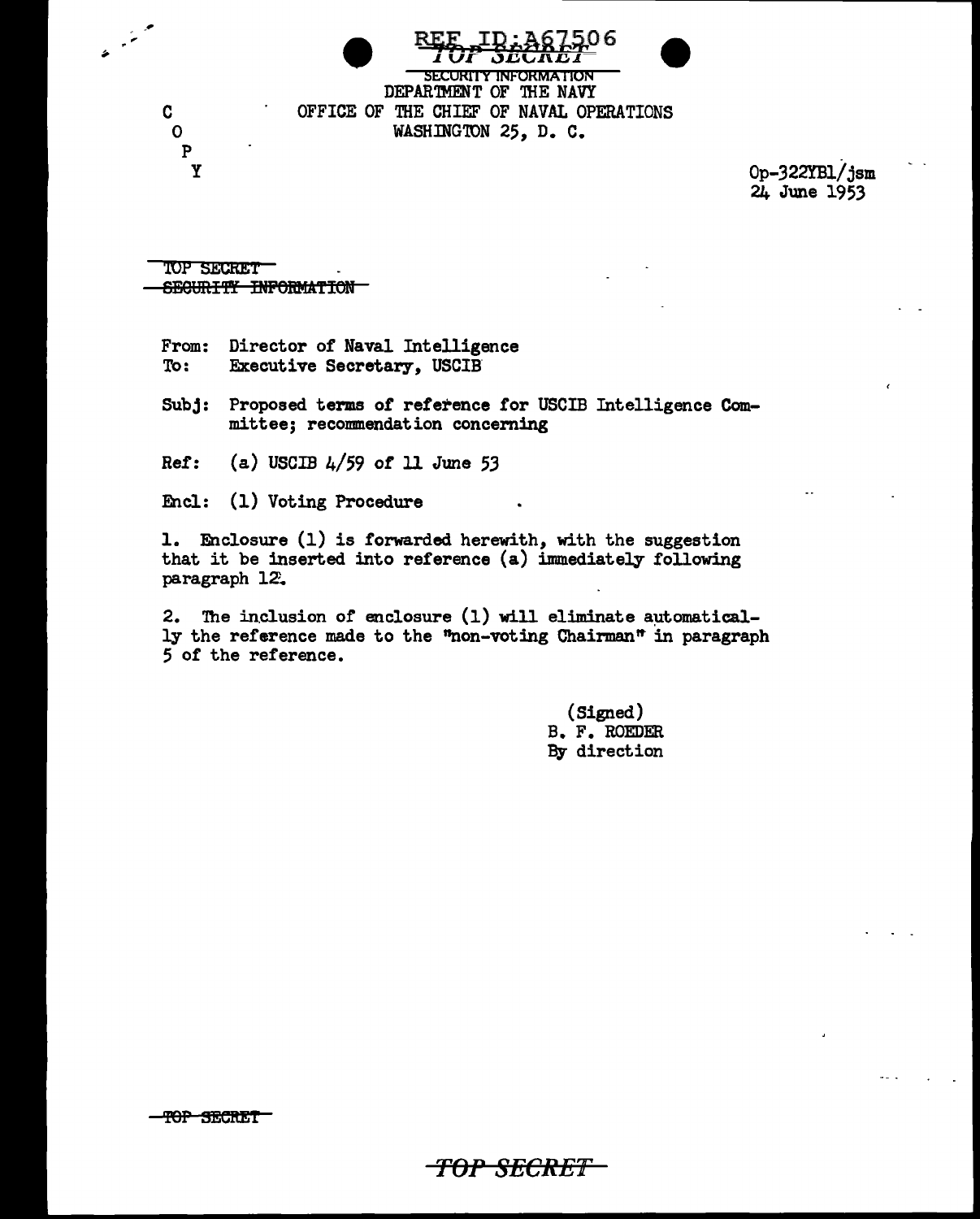REF ID:A67506

TOP SECRET

SECURITY INFORMATION

DEPARTMENT OF THE NAVY
OFFICE OF THE CHIEF OF NAVAL OPERATIONS
WASHINGTON 25, D. C.

C
O
P
Y

Op-322YB1/jsm
24 June 1953

TOP SECRET
~~SECURITY INFORMATION~~

From: Director of Naval Intelligence
To: Executive Secretary, USCIB

Subj: Proposed terms of reference for USCIB Intelligence Committee; recommendation concerning

Ref: (a) USCIB 4/59 of 11 June 53

Encl: (1) Voting Procedure

1. Enclosure (1) is forwarded herewith, with the suggestion that it be inserted into reference (a) immediately following paragraph 12.

2. The inclusion of enclosure (1) will eliminate automatically the reference made to the "non-voting Chairman" in paragraph 5 of the reference.

(Signed)
B. F. ROEDER
By direction

TOP SECRET

TOP SECRET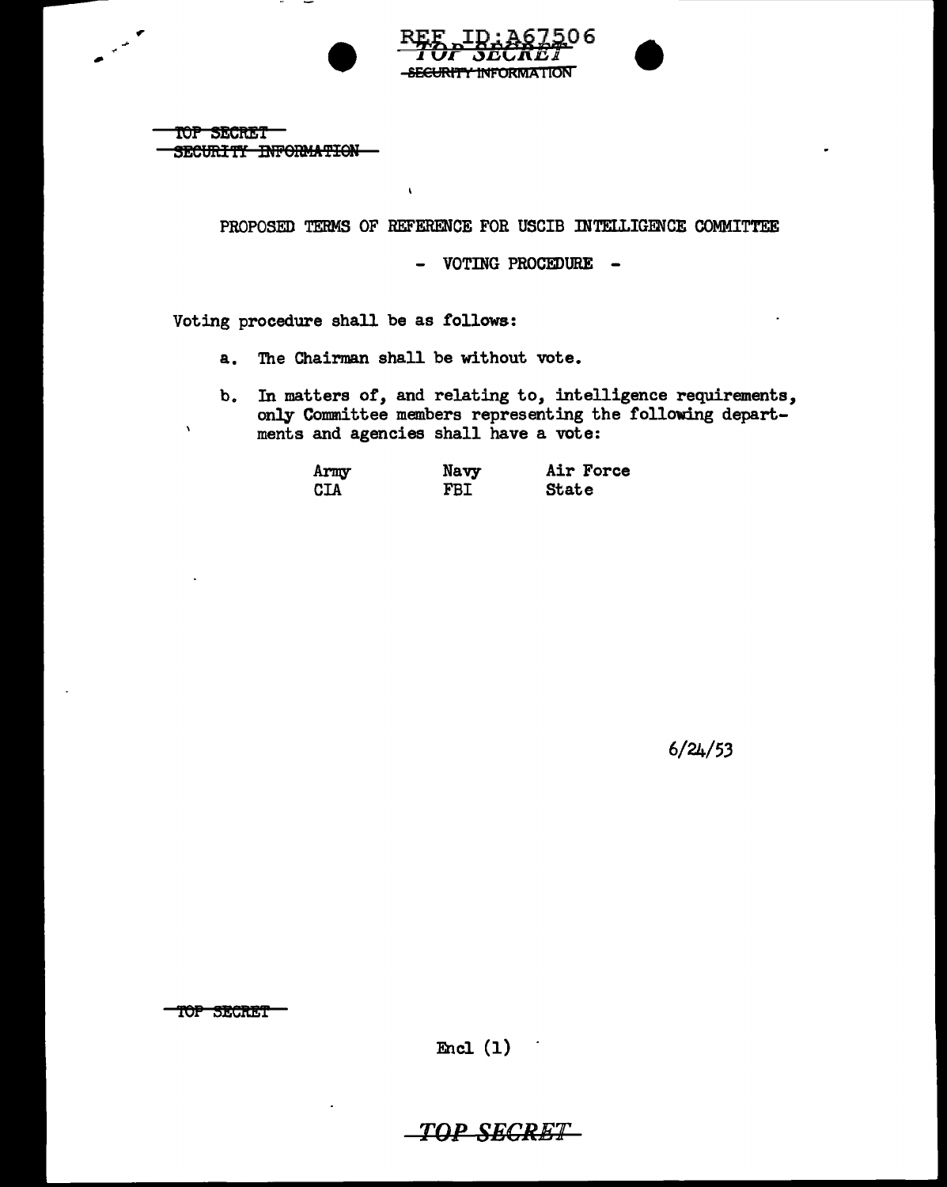TOP SECRET
SECURITY INFORMATION

PROPOSED TERMS OF REFERENCE FOR USCIB INTELLIGENCE COMMITTEE

\- VOTING PROCEDURE -

Voting procedure shall be as follows:

a. The Chairman shall be without vote.

b. In matters of, and relating to, intelligence requirements, only Committee members representing the following departments and agencies shall have a vote:

| | | |
|---|---|---|
| Army | Navy | Air Force |
| CIA | FBI | State |

6/24/53

TOP SECRET

Encl (1)